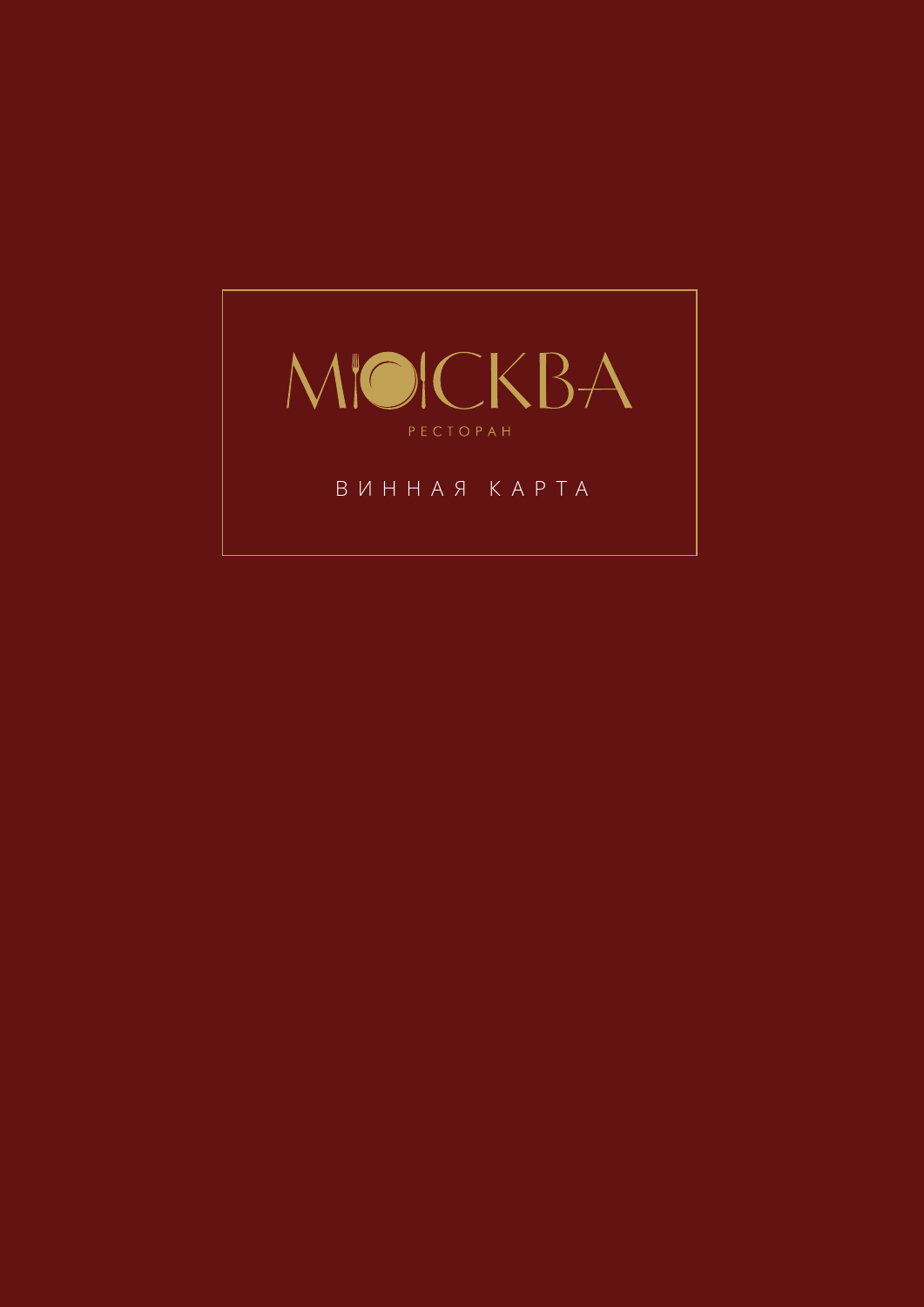# МОСКВА

РЕСТОРАН

## ВИННАЯ КАРТА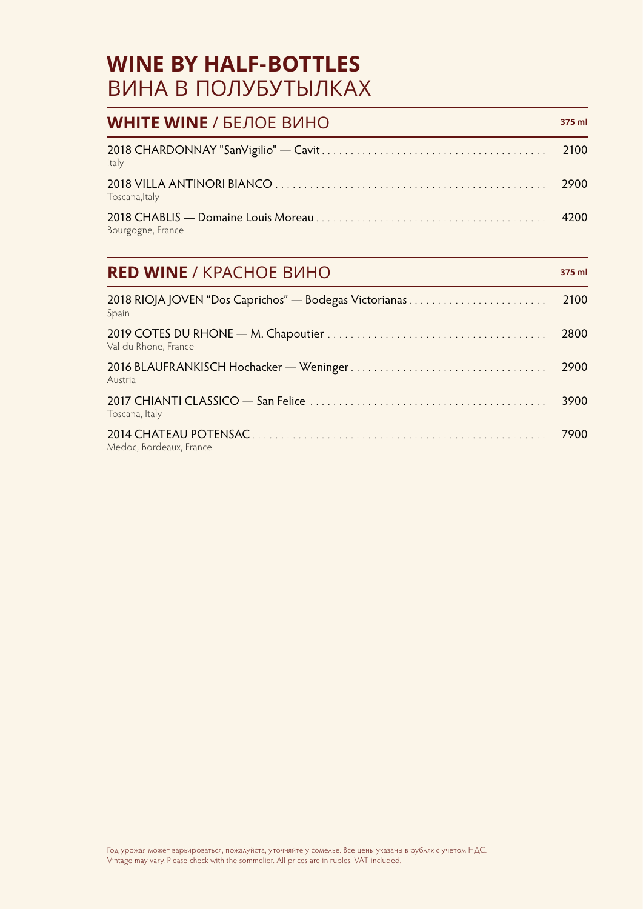# **WINE BY HALF-BOTTLES**
# ВИНА В ПОЛУБУТЫЛКАХ

## **WHITE WINE** / БЕЛОЕ ВИНО

**375 ml**

2018 CHARDONNAY "SanVigilio" — Cavit . . . . . . . . . . 2100
Italy

2018 VILLA ANTINORI BIANCO . . . . . . . . . . 2900
Toscana,Italy

2018 CHABLIS — Domaine Louis Moreau . . . . . . . . . . 4200
Bourgogne, France

## **RED WINE** / КРАСНОЕ ВИНО

**375 ml**

2018 RIOJA JOVEN "Dos Caprichos" — Bodegas Victorianas . . . . . . . . . . 2100
Spain

2019 COTES DU RHONE — M. Chapoutier . . . . . . . . . . 2800
Val du Rhone, France

2016 BLAUFRANKISCH Hochacker — Weninger . . . . . . . . . . 2900
Austria

2017 CHIANTI CLASSICO — San Felice . . . . . . . . . . 3900
Toscana, Italy

2014 CHATEAU POTENSAC . . . . . . . . . . 7900
Medoc, Bordeaux, France

Год урожая может варьироваться, пожалуйста, уточняйте у сомелье. Все цены указаны в рублях с учетом НДС.
Vintage may vary. Please check with the sommelier. All prices are in rubles. VAT included.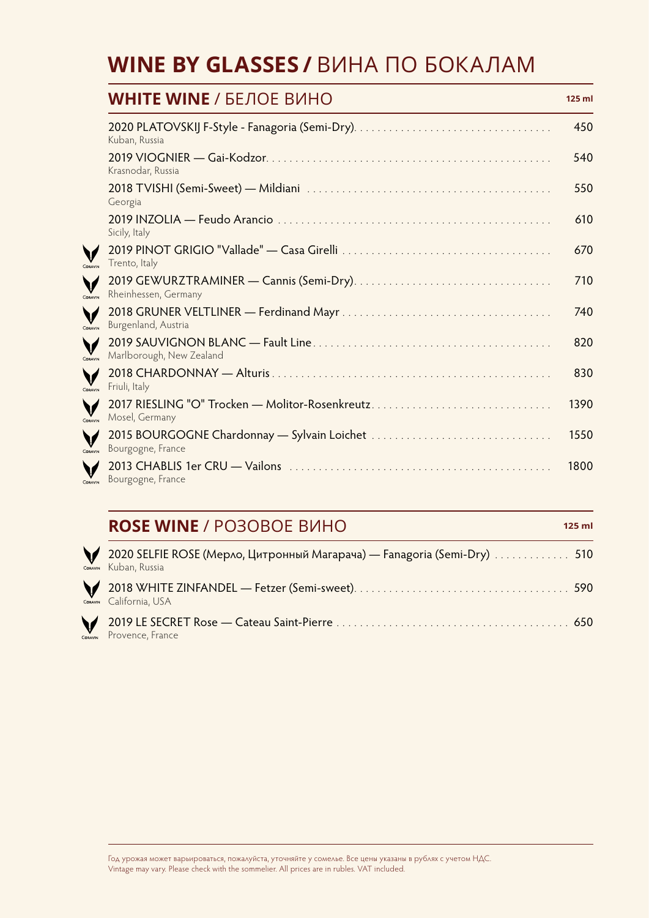# **WINE BY GLASSES /** ВИНА ПО БОКАЛАМ

## **WHITE WINE** / БЕЛОЕ ВИНО

| Wine | 125 ml |
|---|---|
| 2020 PLATOVSKIJ F-Style - Fanagoria (Semi-Dry)<br>Kuban, Russia | 450 |
| 2019 VIOGNIER — Gai-Kodzor<br>Krasnodar, Russia | 540 |
| 2018 TVISHI (Semi-Sweet) — Mildiani<br>Georgia | 550 |
| 2019 INZOLIA — Feudo Arancio<br>Sicily, Italy | 610 |
| CORAVIN 2019 PINOT GRIGIO "Vallade" — Casa Girelli<br>Trento, Italy | 670 |
| CORAVIN 2019 GEWURZTRAMINER — Cannis (Semi-Dry)<br>Rheinhessen, Germany | 710 |
| CORAVIN 2018 GRUNER VELTLINER — Ferdinand Mayr<br>Burgenland, Austria | 740 |
| CORAVIN 2019 SAUVIGNON BLANC — Fault Line<br>Marlborough, New Zealand | 820 |
| CORAVIN 2018 CHARDONNAY — Alturis<br>Friuli, Italy | 830 |
| CORAVIN 2017 RIESLING "O" Trocken — Molitor-Rosenkreutz<br>Mosel, Germany | 1390 |
| CORAVIN 2015 BOURGOGNE Chardonnay — Sylvain Loichet<br>Bourgogne, France | 1550 |
| CORAVIN 2013 CHABLIS 1er CRU — Vailons<br>Bourgogne, France | 1800 |

## **ROSE WINE** / РОЗОВОЕ ВИНО

| Wine | 125 ml |
|---|---|
| CORAVIN 2020 SELFIE ROSE (Мерло, Цитронный Магарача) — Fanagoria (Semi-Dry)<br>Kuban, Russia | 510 |
| CORAVIN 2018 WHITE ZINFANDEL — Fetzer (Semi-sweet)<br>California, USA | 590 |
| CORAVIN 2019 LE SECRET Rose — Cateau Saint-Pierre<br>Provence, France | 650 |

Год урожая может варьироваться, пожалуйста, уточняйте у сомелье. Все цены указаны в рублях с учетом НДС.
Vintage may vary. Please check with the sommelier. All prices are in rubles. VAT included.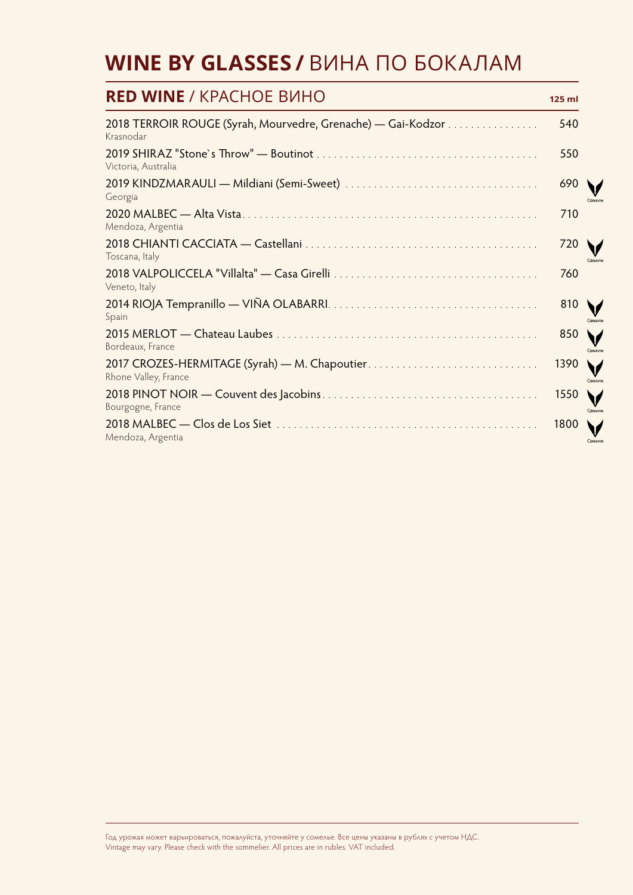# WINE BY GLASSES / ВИНА ПО БОКАЛАМ

## RED WINE / КРАСНОЕ ВИНО

| Wine | 125 ml | |
|---|---|---|
| 2018 TERROIR ROUGE (Syrah, Mourvedre, Grenache) — Gai-Kodzor<br>Krasnodar | 540 | |
| 2019 SHIRAZ "Stone`s Throw" — Boutinot<br>Victoria, Australia | 550 | |
| 2019 KINDZMARAULI — Mildiani (Semi-Sweet)<br>Georgia | 690 | Coravin |
| 2020 MALBEC — Alta Vista<br>Mendoza, Argentia | 710 | |
| 2018 CHIANTI CACCIATA — Castellani<br>Toscana, Italy | 720 | Coravin |
| 2018 VALPOLICCELA "Villalta" — Casa Girelli<br>Veneto, Italy | 760 | |
| 2014 RIOJA Tempranillo — VIÑA OLABARRI<br>Spain | 810 | Coravin |
| 2015 MERLOT — Chateau Laubes<br>Bordeaux, France | 850 | Coravin |
| 2017 CROZES-HERMITAGE (Syrah) — M. Chapoutier<br>Rhone Valley, France | 1390 | Coravin |
| 2018 PINOT NOIR — Couvent des Jacobins<br>Bourgogne, France | 1550 | Coravin |
| 2018 MALBEC — Clos de Los Siet<br>Mendoza, Argentia | 1800 | Coravin |

Год урожая может варьироваться, пожалуйста, уточняйте у сомелье. Все цены указаны в рублях с учетом НДС.
Vintage may vary. Please check with the sommelier. All prices are in rubles. VAT included.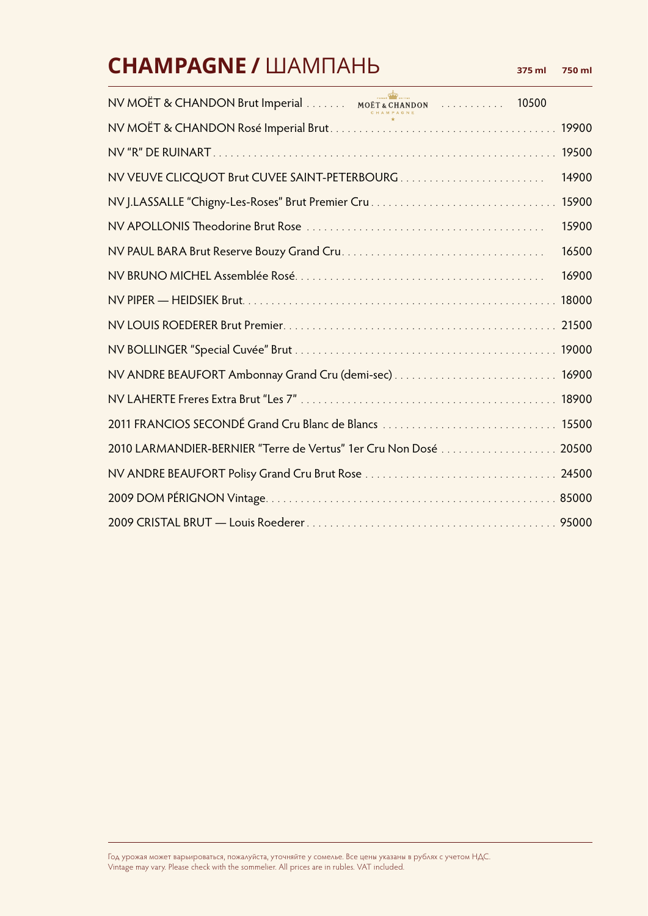# **CHAMPAGNE /** ШАМПАНЬ

| | 375 ml | 750 ml |
|---|---|---|
| NV MOËT & CHANDON Brut Imperial | 10500 | |
| NV MOËT & CHANDON Rosé Imperial Brut | | 19900 |
| NV "R" DE RUINART | | 19500 |
| NV VEUVE CLICQUOT Brut CUVEE SAINT-PETERBOURG | | 14900 |
| NV J.LASSALLE "Chigny-Les-Roses" Brut Premier Cru | | 15900 |
| NV APOLLONIS Theodorine Brut Rose | | 15900 |
| NV PAUL BARA Brut Reserve Bouzy Grand Cru | | 16500 |
| NV BRUNO MICHEL Assemblée Rosé | | 16900 |
| NV PIPER — HEIDSIEK Brut | | 18000 |
| NV LOUIS ROEDERER Brut Premier | | 21500 |
| NV BOLLINGER "Special Cuvée" Brut | | 19000 |
| NV ANDRE BEAUFORT Ambonnay Grand Cru (demi-sec) | | 16900 |
| NV LAHERTE Freres Extra Brut "Les 7" | | 18900 |
| 2011 FRANCIOS SECONDÉ Grand Cru Blanc de Blancs | | 15500 |
| 2010 LARMANDIER-BERNIER "Terre de Vertus" 1er Cru Non Dosé | | 20500 |
| NV ANDRE BEAUFORT Polisy Grand Cru Brut Rose | | 24500 |
| 2009 DOM PÉRIGNON Vintage | | 85000 |
| 2009 CRISTAL BRUT — Louis Roederer | | 95000 |

Год урожая может варьироваться, пожалуйста, уточняйте у сомелье. Все цены указаны в рублях с учетом НДС.
Vintage may vary. Please check with the sommelier. All prices are in rubles. VAT included.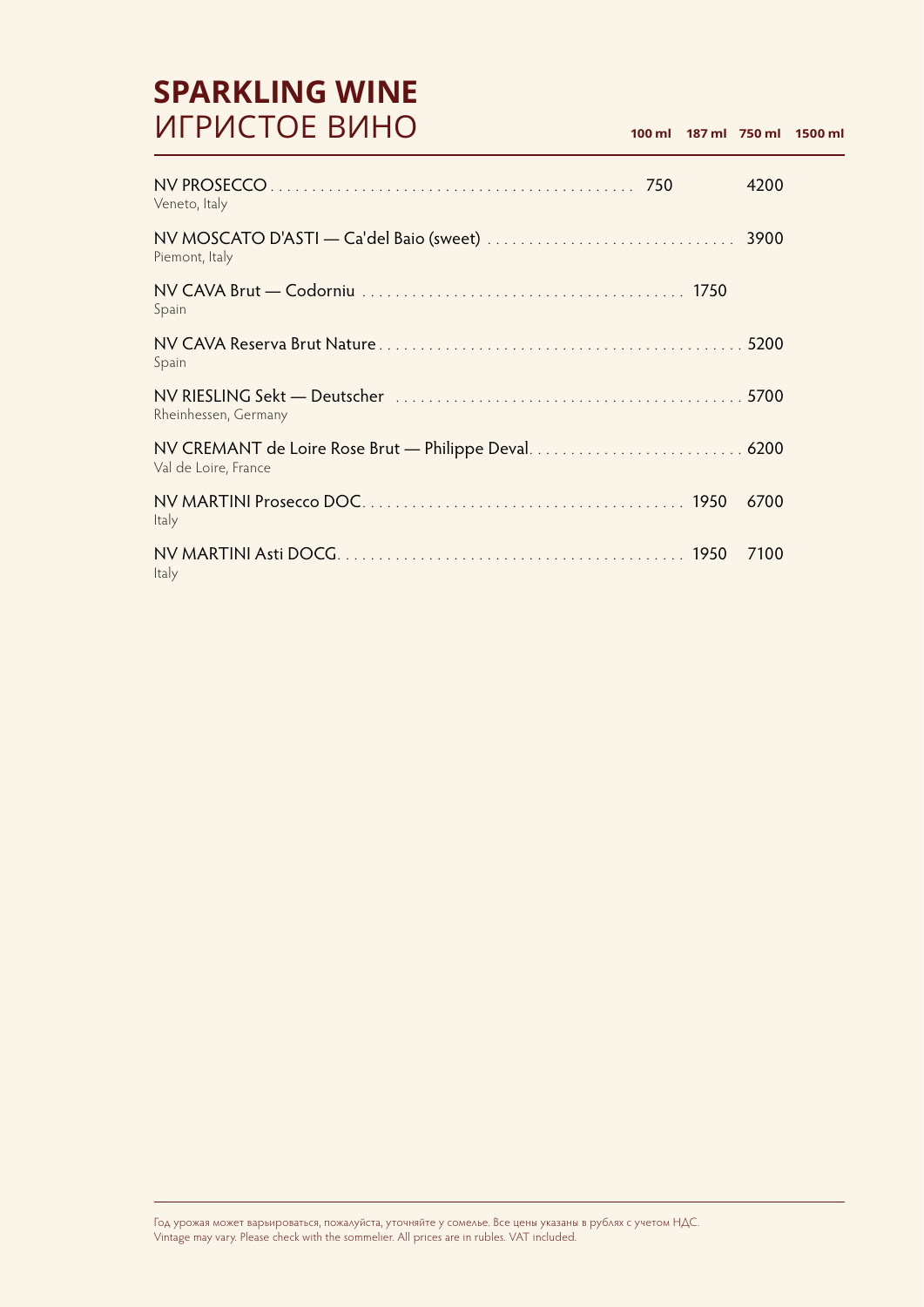# SPARKLING WINE
## ИГРИСТОЕ ВИНО

| Wine | 100 ml | 187 ml | 750 ml | 1500 ml |
|---|---|---|---|---|
| NV PROSECCO<br>Veneto, Italy | 750 | | 4200 | |
| NV MOSCATO D'ASTI — Ca'del Baio (sweet)<br>Piemont, Italy | | | 3900 | |
| NV CAVA Brut — Codorniu<br>Spain | | 1750 | | |
| NV CAVA Reserva Brut Nature<br>Spain | | | 5200 | |
| NV RIESLING Sekt — Deutscher<br>Rheinhessen, Germany | | | 5700 | |
| NV CREMANT de Loire Rose Brut — Philippe Deval<br>Val de Loire, France | | | 6200 | |
| NV MARTINI Prosecco DOC<br>Italy | | 1950 | 6700 | |
| NV MARTINI Asti DOCG<br>Italy | | 1950 | 7100 | |

Год урожая может варьироваться, пожалуйста, уточняйте у сомелье. Все цены указаны в рублях с учетом НДС.
Vintage may vary. Please check with the sommelier. All prices are in rubles. VAT included.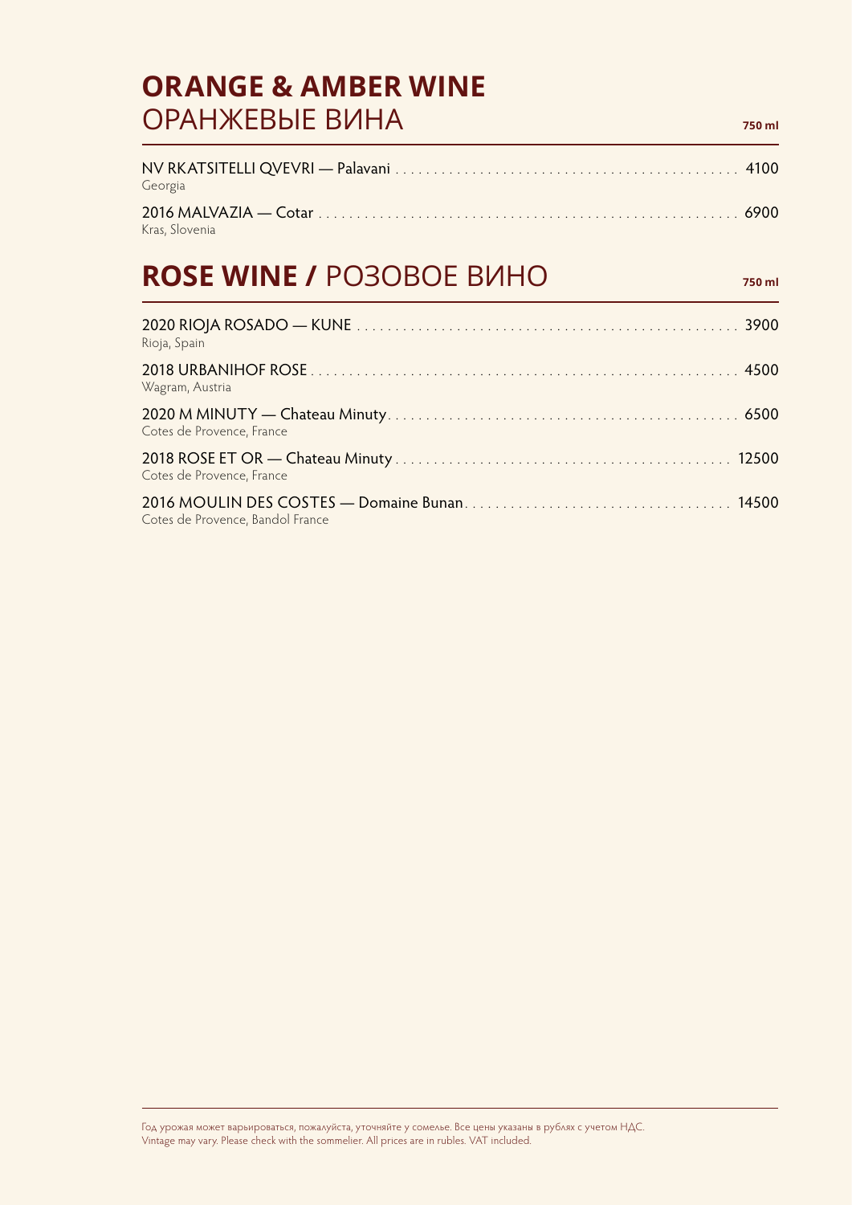# **ORANGE & AMBER WINE**
# ОРАНЖЕВЫЕ ВИНА

**750 ml**

NV RKATSITELLI QVEVRI — Palavani . . . . . . . . . . 4100
Georgia

2016 MALVAZIA — Cotar . . . . . . . . . . 6900
Kras, Slovenia

# **ROSE WINE /** РОЗОВОЕ ВИНО

**750 ml**

2020 RIOJA ROSADO — KUNE . . . . . . . . . . 3900
Rioja, Spain

2018 URBANIHOF ROSE . . . . . . . . . . 4500
Wagram, Austria

2020 M MINUTY — Chateau Minuty . . . . . . . . . . 6500
Cotes de Provence, France

2018 ROSE ET OR — Chateau Minuty . . . . . . . . . . 12500
Cotes de Provence, France

2016 MOULIN DES COSTES — Domaine Bunan . . . . . . . . . . 14500
Cotes de Provence, Bandol France

Год урожая может варьироваться, пожалуйста, уточняйте у сомелье. Все цены указаны в рублях с учетом НДС.
Vintage may vary. Please check with the sommelier. All prices are in rubles. VAT included.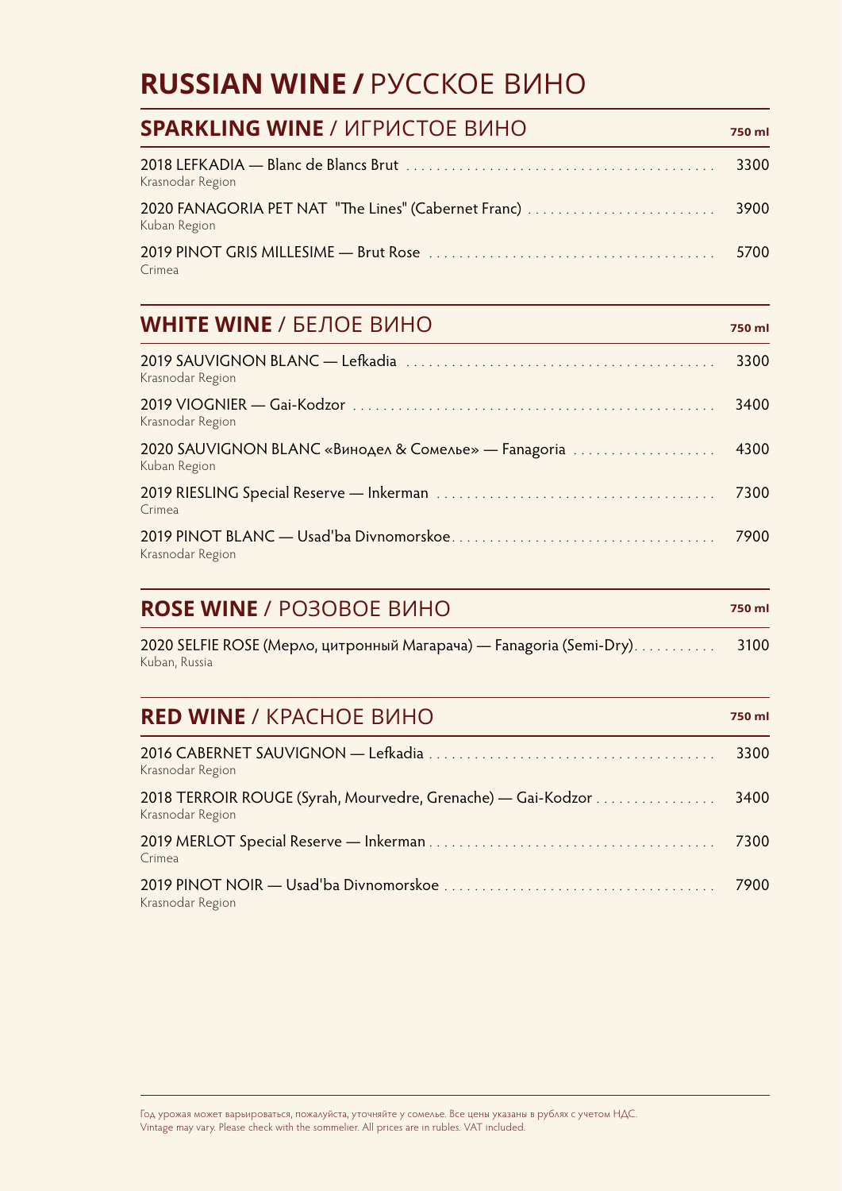# **RUSSIAN WINE /** РУССКОЕ ВИНО

## **SPARKLING WINE** / ИГРИСТОЕ ВИНО

**750 ml**

2018 LEFKADIA — Blanc de Blancs Brut ........ 3300
Krasnodar Region

2020 FANAGORIA PET NAT "The Lines" (Cabernet Franc) ........ 3900
Kuban Region

2019 PINOT GRIS MILLESIME — Brut Rose ........ 5700
Crimea

## **WHITE WINE** / БЕЛОЕ ВИНО

**750 ml**

2019 SAUVIGNON BLANC — Lefkadia ........ 3300
Krasnodar Region

2019 VIOGNIER — Gai-Kodzor ........ 3400
Krasnodar Region

2020 SAUVIGNON BLANC «Винодел & Сомелье» — Fanagoria ........ 4300
Kuban Region

2019 RIESLING Special Reserve — Inkerman ........ 7300
Crimea

2019 PINOT BLANC — Usad'ba Divnomorskoe ........ 7900
Krasnodar Region

## **ROSE WINE** / РОЗОВОЕ ВИНО

**750 ml**

2020 SELFIE ROSE (Мерло, цитронный Магарача) — Fanagoria (Semi-Dry) ........ 3100
Kuban, Russia

## **RED WINE** / КРАСНОЕ ВИНО

**750 ml**

2016 CABERNET SAUVIGNON — Lefkadia ........ 3300
Krasnodar Region

2018 TERROIR ROUGE (Syrah, Mourvedre, Grenache) — Gai-Kodzor ........ 3400
Krasnodar Region

2019 MERLOT Special Reserve — Inkerman ........ 7300
Crimea

2019 PINOT NOIR — Usad'ba Divnomorskoe ........ 7900
Krasnodar Region

Год урожая может варьироваться, пожалуйста, уточняйте у сомелье. Все цены указаны в рублях с учетом НДС.
Vintage may vary. Please check with the sommelier. All prices are in rubles. VAT included.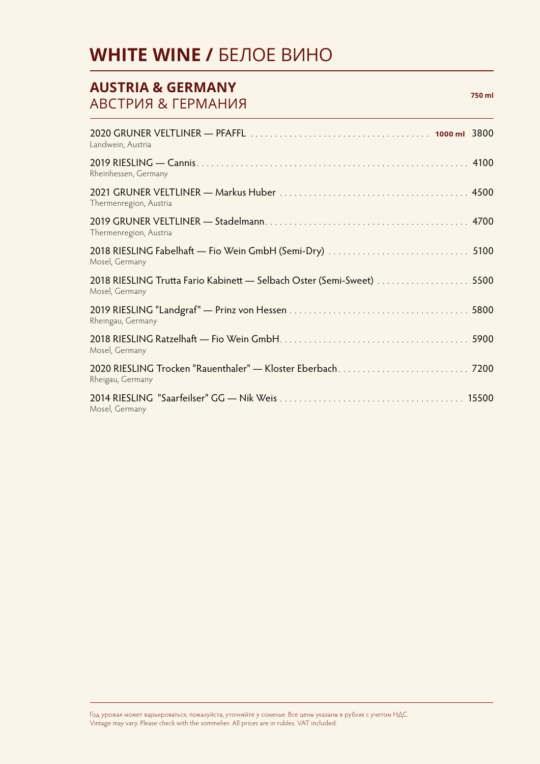# **WHITE WINE /** БЕЛОЕ ВИНО

## **AUSTRIA & GERMANY**
## АВСТРИЯ & ГЕРМАНИЯ

**750 ml**

2020 GRUNER VELTLINER — PFAFFL . . . . . . . . . . **1000 ml** 3800
Landwein, Austria

2019 RIESLING — Cannis . . . . . . . . . . 4100
Rheinhessen, Germany

2021 GRUNER VELTLINER — Markus Huber . . . . . . . . . . 4500
Thermenregion, Austria

2019 GRUNER VELTLINER — Stadelmann . . . . . . . . . . 4700
Thermenregion, Austria

2018 RIESLING Fabelhaft — Fio Wein GmbH (Semi-Dry) . . . . . . . . . . 5100
Mosel, Germany

2018 RIESLING Trutta Fario Kabinett — Selbach Oster (Semi-Sweet) . . . . . . . . . . 5500
Mosel, Germany

2019 RIESLING "Landgraf" — Prinz von Hessen . . . . . . . . . . 5800
Rheingau, Germany

2018 RIESLING Ratzelhaft — Fio Wein GmbH . . . . . . . . . . 5900
Mosel, Germany

2020 RIESLING Trocken "Rauenthaler" — Kloster Eberbach . . . . . . . . . . 7200
Rheigau, Germany

2014 RIESLING "Saarfeilser" GG — Nik Weis . . . . . . . . . . 15500
Mosel, Germany

Год урожая может варьироваться, пожалуйста, уточняйте у сомелье. Все цены указаны в рублях с учетом НДС.
Vintage may vary. Please check with the sommelier. All prices are in rubles. VAT included.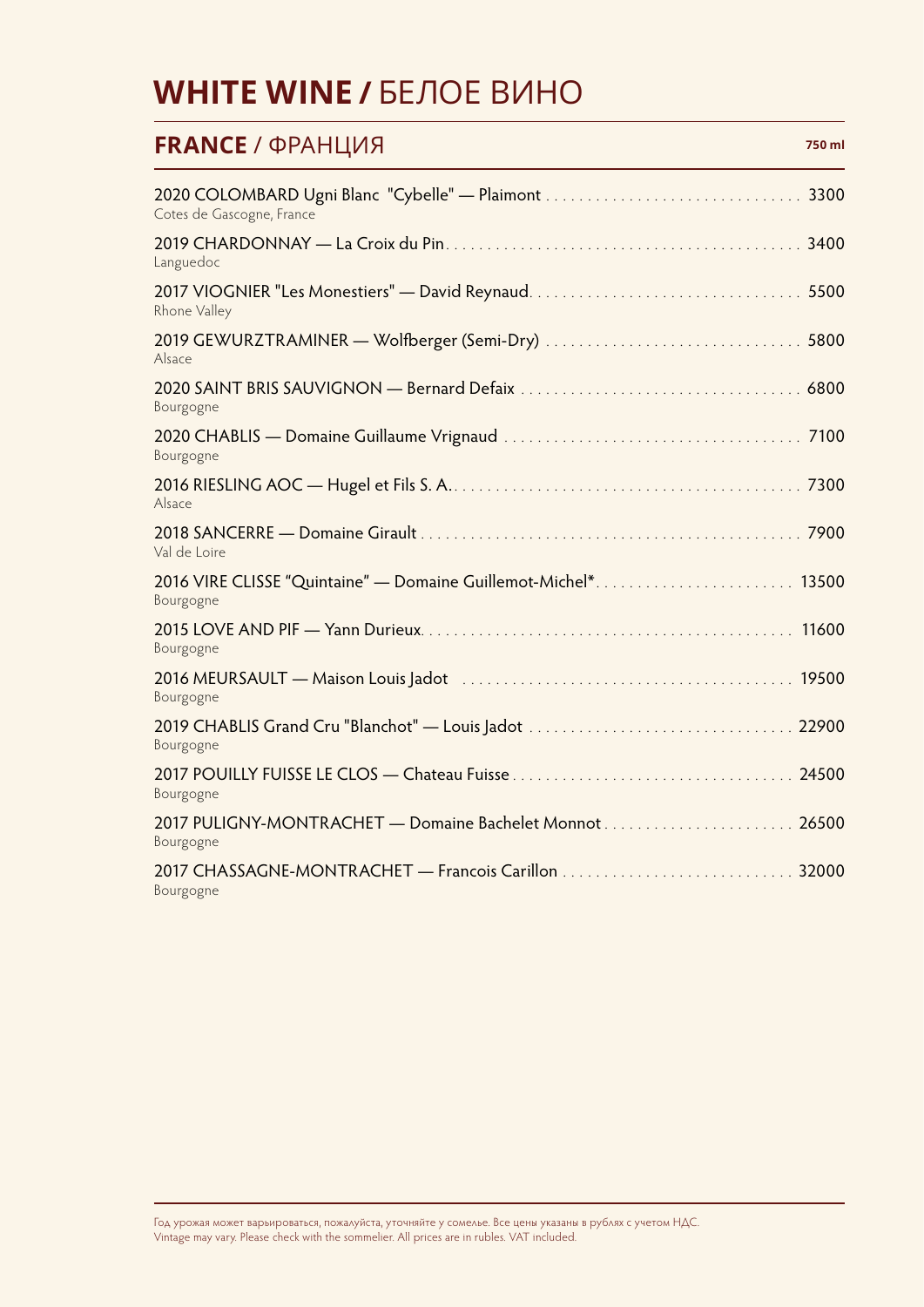# **WHITE WINE /** БЕЛОЕ ВИНО

## **FRANCE** / ФРАНЦИЯ

**750 ml**

2020 COLOMBARD Ugni Blanc "Cybelle" — Plaimont ........ 3300
Cotes de Gascogne, France

2019 CHARDONNAY — La Croix du Pin ........ 3400
Languedoc

2017 VIOGNIER "Les Monestiers" — David Reynaud ........ 5500
Rhone Valley

2019 GEWURZTRAMINER — Wolfberger (Semi-Dry) ........ 5800
Alsace

2020 SAINT BRIS SAUVIGNON — Bernard Defaix ........ 6800
Bourgogne

2020 CHABLIS — Domaine Guillaume Vrignaud ........ 7100
Bourgogne

2016 RIESLING AOC — Hugel et Fils S. A. ........ 7300
Alsace

2018 SANCERRE — Domaine Girault ........ 7900
Val de Loire

2016 VIRE CLISSE "Quintaine" — Domaine Guillemot-Michel* ........ 13500
Bourgogne

2015 LOVE AND PIF — Yann Durieux ........ 11600
Bourgogne

2016 MEURSAULT — Maison Louis Jadot ........ 19500
Bourgogne

2019 CHABLIS Grand Cru "Blanchot" — Louis Jadot ........ 22900
Bourgogne

2017 POUILLY FUISSE LE CLOS — Chateau Fuisse ........ 24500
Bourgogne

2017 PULIGNY-MONTRACHET — Domaine Bachelet Monnot ........ 26500
Bourgogne

2017 CHASSAGNE-MONTRACHET — Francois Carillon ........ 32000
Bourgogne

---

Год урожая может варьироваться, пожалуйста, уточняйте у сомелье. Все цены указаны в рублях с учетом НДС.
Vintage may vary. Please check with the sommelier. All prices are in rubles. VAT included.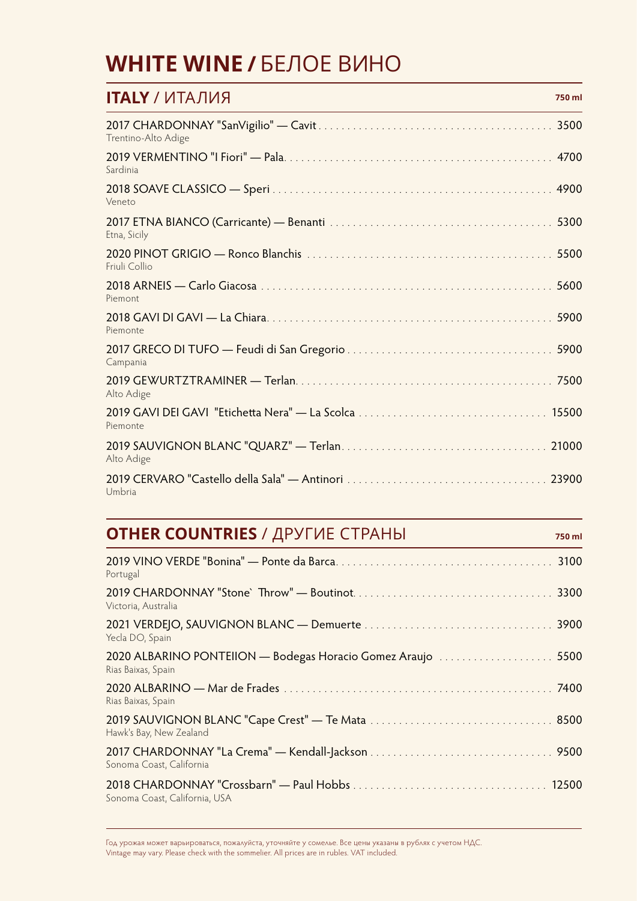# **WHITE WINE /** БЕЛОЕ ВИНО

## **ITALY** / ИТАЛИЯ

| | 750 ml |
|---|---|
| 2017 CHARDONNAY "SanVigilio" — Cavit<br>Trentino-Alto Adige | 3500 |
| 2019 VERMENTINO "I Fiori" — Pala<br>Sardinia | 4700 |
| 2018 SOAVE CLASSICO — Speri<br>Veneto | 4900 |
| 2017 ETNA BIANCO (Carricante) — Benanti<br>Etna, Sicily | 5300 |
| 2020 PINOT GRIGIO — Ronco Blanchis<br>Friuli Collio | 5500 |
| 2018 ARNEIS — Carlo Giacosa<br>Piemont | 5600 |
| 2018 GAVI DI GAVI — La Chiara<br>Piemonte | 5900 |
| 2017 GRECO DI TUFO — Feudi di San Gregorio<br>Campania | 5900 |
| 2019 GEWURTZTRAMINER — Terlan<br>Alto Adige | 7500 |
| 2019 GAVI DEI GAVI "Etichetta Nera" — La Scolca<br>Piemonte | 15500 |
| 2019 SAUVIGNON BLANC "QUARZ" — Terlan<br>Alto Adige | 21000 |
| 2019 CERVARO "Castello della Sala" — Antinori<br>Umbria | 23900 |

## **OTHER COUNTRIES** / ДРУГИЕ СТРАНЫ

| | 750 ml |
|---|---|
| 2019 VINO VERDE "Bonina" — Ponte da Barca<br>Portugal | 3100 |
| 2019 CHARDONNAY "Stone` Throw" — Boutinot<br>Victoria, Australia | 3300 |
| 2021 VERDEJO, SAUVIGNON BLANC — Demuerte<br>Yecla DO, Spain | 3900 |
| 2020 ALBARINO PONTEIION — Bodegas Horacio Gomez Araujo<br>Rias Baixas, Spain | 5500 |
| 2020 ALBARINO — Mar de Frades<br>Rias Baixas, Spain | 7400 |
| 2019 SAUVIGNON BLANC "Cape Crest" — Te Mata<br>Hawk's Bay, New Zealand | 8500 |
| 2017 CHARDONNAY "La Crema" — Kendall-Jackson<br>Sonoma Coast, California | 9500 |
| 2018 CHARDONNAY "Crossbarn" — Paul Hobbs<br>Sonoma Coast, California, USA | 12500 |

Год урожая может варьироваться, пожалуйста, уточняйте у сомелье. Все цены указаны в рублях с учетом НДС.
Vintage may vary. Please check with the sommelier. All prices are in rubles. VAT included.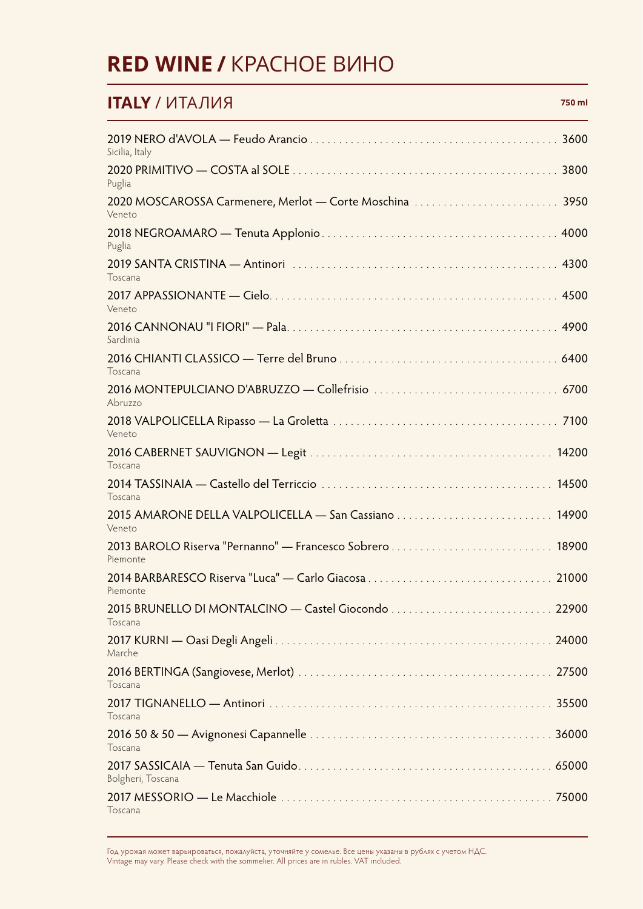# **RED WINE /** КРАСНОЕ ВИНО

## **ITALY** / ИТАЛИЯ

**750 ml**

| Wine | Price |
| --- | --- |
| 2019 NERO d'AVOLA — Feudo Arancio<br>Sicilia, Italy | 3600 |
| 2020 PRIMITIVO — COSTA al SOLE<br>Puglia | 3800 |
| 2020 MOSCAROSSA Carmenere, Merlot — Corte Moschina<br>Veneto | 3950 |
| 2018 NEGROAMARO — Tenuta Applonio<br>Puglia | 4000 |
| 2019 SANTA CRISTINA — Antinori<br>Toscana | 4300 |
| 2017 APPASSIONANTE — Cielo<br>Veneto | 4500 |
| 2016 CANNONAU "I FIORI" — Pala<br>Sardinia | 4900 |
| 2016 CHIANTI CLASSICO — Terre del Bruno<br>Toscana | 6400 |
| 2016 MONTEPULCIANO D'ABRUZZO — Collefrisio<br>Abruzzo | 6700 |
| 2018 VALPOLICELLA Ripasso — La Groletta<br>Veneto | 7100 |
| 2016 CABERNET SAUVIGNON — Legit<br>Toscana | 14200 |
| 2014 TASSINAIA — Castello del Terriccio<br>Toscana | 14500 |
| 2015 AMARONE DELLA VALPOLICELLA — San Cassiano<br>Veneto | 14900 |
| 2013 BAROLO Riserva "Pernanno" — Francesco Sobrero<br>Piemonte | 18900 |
| 2014 BARBARESCO Riserva "Luca" — Carlo Giacosa<br>Piemonte | 21000 |
| 2015 BRUNELLO DI MONTALCINO — Castel Giocondo<br>Toscana | 22900 |
| 2017 KURNI — Oasi Degli Angeli<br>Marche | 24000 |
| 2016 BERTINGA (Sangiovese, Merlot)<br>Toscana | 27500 |
| 2017 TIGNANELLO — Antinori<br>Toscana | 35500 |
| 2016 50 & 50 — Avignonesi Capannelle<br>Toscana | 36000 |
| 2017 SASSICAIA — Tenuta San Guido<br>Bolgheri, Toscana | 65000 |
| 2017 MESSORIO — Le Macchiole<br>Toscana | 75000 |

Год урожая может варьироваться, пожалуйста, уточняйте у сомелье. Все цены указаны в рублях с учетом НДС.
Vintage may vary. Please check with the sommelier. All prices are in rubles. VAT included.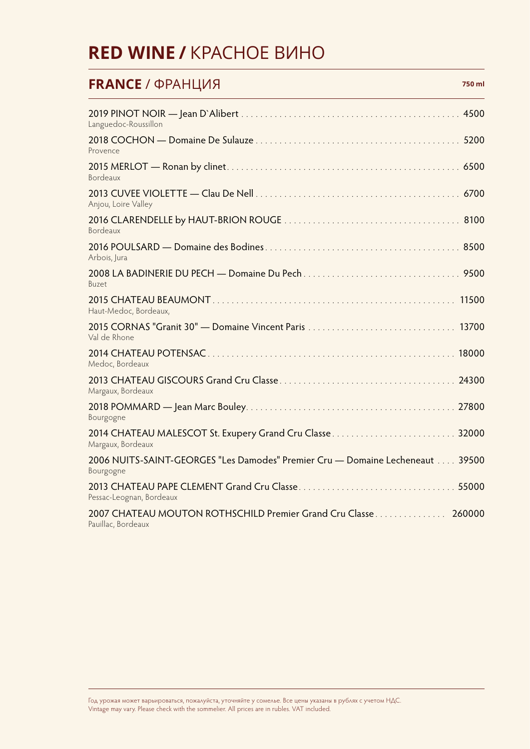# **RED WINE /** КРАСНОЕ ВИНО

## **FRANCE** / ФРАНЦИЯ

**750 ml**

| Wine | Price |
|---|---|
| 2019 PINOT NOIR — Jean D`Alibert<br>Languedoc-Roussillon | 4500 |
| 2018 COCHON — Domaine De Sulauze<br>Provence | 5200 |
| 2015 MERLOT — Ronan by clinet<br>Bordeaux | 6500 |
| 2013 CUVEE VIOLETTE — Clau De Nell<br>Anjou, Loire Valley | 6700 |
| 2016 CLARENDELLE by HAUT-BRION ROUGE<br>Bordeaux | 8100 |
| 2016 POULSARD — Domaine des Bodines<br>Arbois, Jura | 8500 |
| 2008 LA BADINERIE DU PECH — Domaine Du Pech<br>Buzet | 9500 |
| 2015 CHATEAU BEAUMONT<br>Haut-Medoc, Bordeaux, | 11500 |
| 2015 CORNAS "Granit 30" — Domaine Vincent Paris<br>Val de Rhone | 13700 |
| 2014 CHATEAU POTENSAC<br>Medoc, Bordeaux | 18000 |
| 2013 CHATEAU GISCOURS Grand Cru Classe<br>Margaux, Bordeaux | 24300 |
| 2018 POMMARD — Jean Marc Bouley<br>Bourgogne | 27800 |
| 2014 CHATEAU MALESCOT St. Exupery Grand Cru Classe<br>Margaux, Bordeaux | 32000 |
| 2006 NUITS-SAINT-GEORGES "Les Damodes" Premier Cru — Domaine Lecheneaut<br>Bourgogne | 39500 |
| 2013 CHATEAU PAPE CLEMENT Grand Cru Classe<br>Pessac-Leognan, Bordeaux | 55000 |
| 2007 CHATEAU MOUTON ROTHSCHILD Premier Grand Cru Classe<br>Pauillac, Bordeaux | 260000 |

Год урожая может варьироваться, пожалуйста, уточняйте у сомелье. Все цены указаны в рублях с учетом НДС.
Vintage may vary. Please check with the sommelier. All prices are in rubles. VAT included.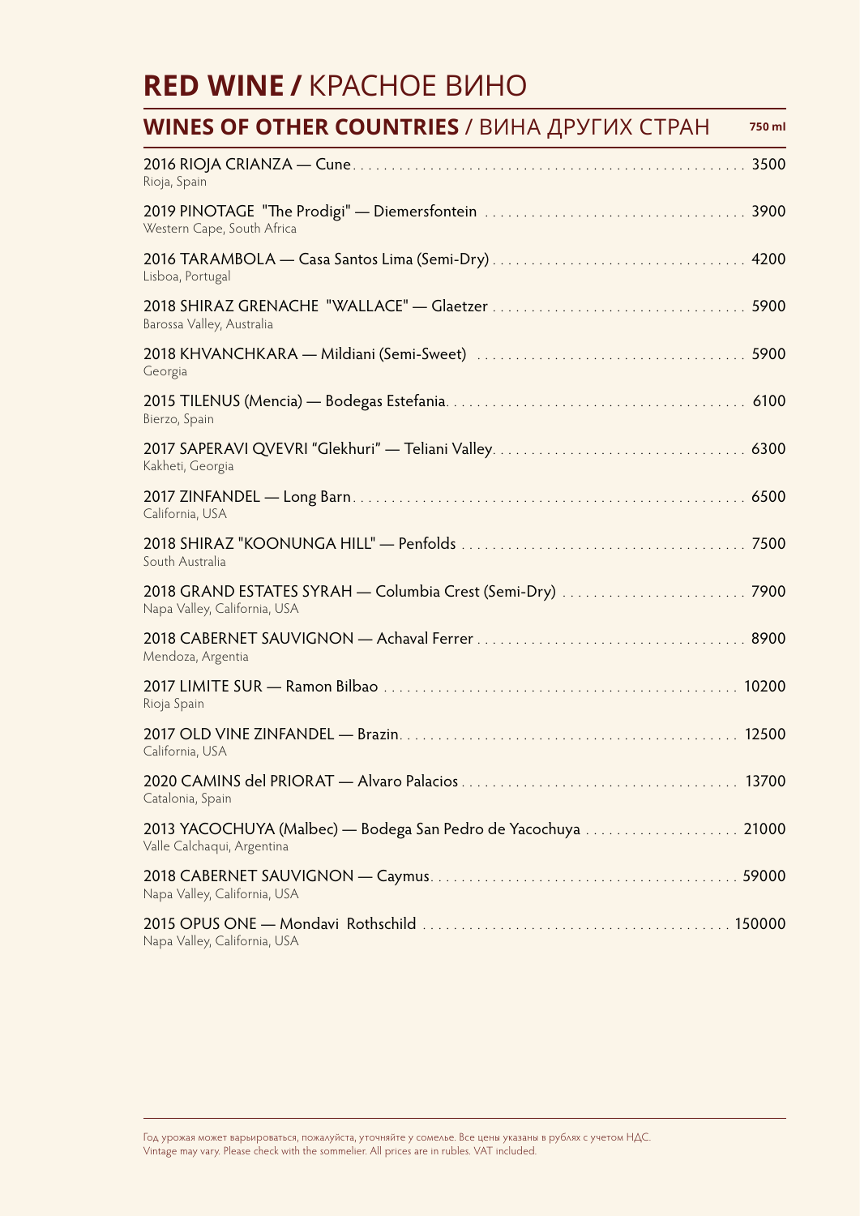# **RED WINE /** КРАСНОЕ ВИНО

## **WINES OF OTHER COUNTRIES** / ВИНА ДРУГИХ СТРАН

| | 750 ml |
|---|---|
| 2016 RIOJA CRIANZA — Cune<br>Rioja, Spain | 3500 |
| 2019 PINOTAGE "The Prodigi" — Diemersfontein<br>Western Cape, South Africa | 3900 |
| 2016 TARAMBOLA — Casa Santos Lima (Semi-Dry)<br>Lisboa, Portugal | 4200 |
| 2018 SHIRAZ GRENACHE "WALLACE" — Glaetzer<br>Barossa Valley, Australia | 5900 |
| 2018 KHVANCHKARA — Mildiani (Semi-Sweet)<br>Georgia | 5900 |
| 2015 TILENUS (Mencia) — Bodegas Estefania<br>Bierzo, Spain | 6100 |
| 2017 SAPERAVI QVEVRI "Glekhuri" — Teliani Valley<br>Kakheti, Georgia | 6300 |
| 2017 ZINFANDEL — Long Barn<br>California, USA | 6500 |
| 2018 SHIRAZ "KOONUNGA HILL" — Penfolds<br>South Australia | 7500 |
| 2018 GRAND ESTATES SYRAH — Columbia Crest (Semi-Dry)<br>Napa Valley, California, USA | 7900 |
| 2018 CABERNET SAUVIGNON — Achaval Ferrer<br>Mendoza, Argentia | 8900 |
| 2017 LIMITE SUR — Ramon Bilbao<br>Rioja Spain | 10200 |
| 2017 OLD VINE ZINFANDEL — Brazin<br>California, USA | 12500 |
| 2020 CAMINS del PRIORAT — Alvaro Palacios<br>Catalonia, Spain | 13700 |
| 2013 YACOCHUYA (Malbec) — Bodega San Pedro de Yacochuya<br>Valle Calchaqui, Argentina | 21000 |
| 2018 CABERNET SAUVIGNON — Caymus<br>Napa Valley, California, USA | 59000 |
| 2015 OPUS ONE — Mondavi Rothschild<br>Napa Valley, California, USA | 150000 |

Год урожая может варьироваться, пожалуйста, уточняйте у сомелье. Все цены указаны в рублях с учетом НДС.
Vintage may vary. Please check with the sommelier. All prices are in rubles. VAT included.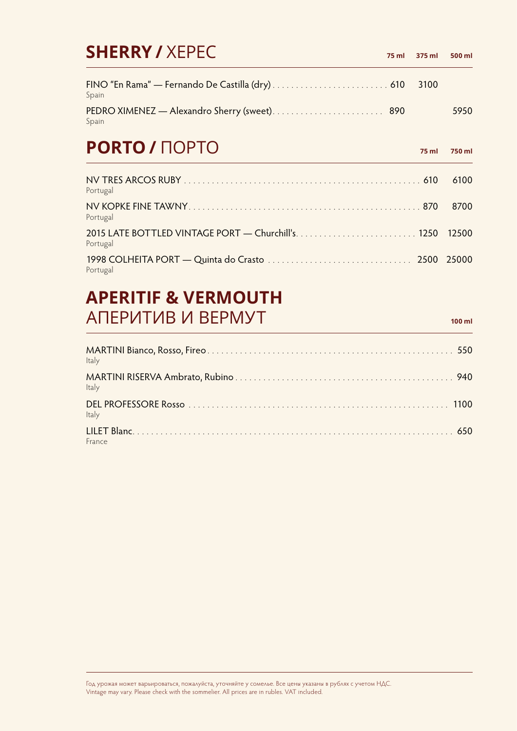## **SHERRY /** ХЕРЕС

| | 75 ml | 375 ml | 500 ml |
|---|---|---|---|
| FINO "En Rama" — Fernando De Castilla (dry)<br>Spain | 610 | 3100 | |
| PEDRO XIMENEZ — Alexandro Sherry (sweet)<br>Spain | 890 | | 5950 |

## **PORTO /** ПОРТО

| | 75 ml | 750 ml |
|---|---|---|
| NV TRES ARCOS RUBY<br>Portugal | 610 | 6100 |
| NV KOPKE FINE TAWNY<br>Portugal | 870 | 8700 |
| 2015 LATE BOTTLED VINTAGE PORT — Churchill's<br>Portugal | 1250 | 12500 |
| 1998 COLHEITA PORT — Quinta do Crasto<br>Portugal | 2500 | 25000 |

## **APERITIF & VERMOUTH**
## АПЕРИТИВ И ВЕРМУТ

| | 100 ml |
|---|---|
| MARTINI Bianco, Rosso, Fireo<br>Italy | 550 |
| MARTINI RISERVA Ambrato, Rubino<br>Italy | 940 |
| DEL PROFESSORE Rosso<br>Italy | 1100 |
| LILET Blanc<br>France | 650 |

Год урожая может варьироваться, пожалуйста, уточняйте у сомелье. Все цены указаны в рублях с учетом НДС.
Vintage may vary. Please check with the sommelier. All prices are in rubles. VAT included.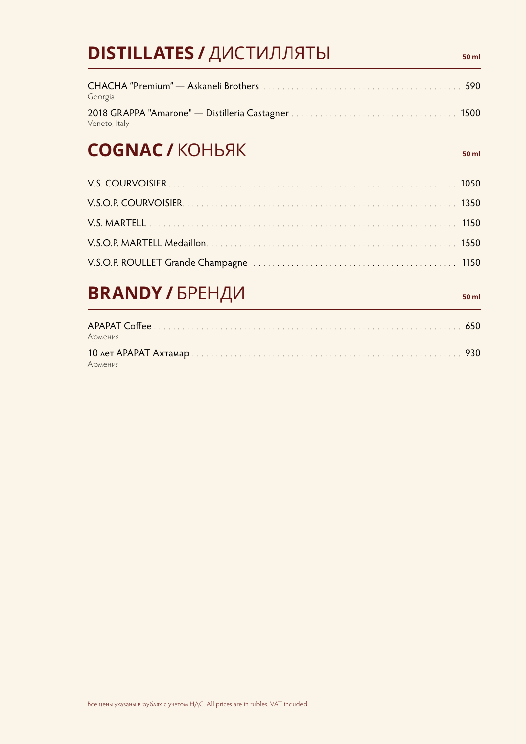## **DISTILLATES /** ДИСТИЛЛЯТЫ

50 ml

| | |
|---|---|
| CHACHA “Premium” — Askaneli Brothers<br>Georgia | 590 |
| 2018 GRAPPA "Amarone" — Distilleria Castagner<br>Veneto, Italy | 1500 |

## **COGNAC /** КОНЬЯК

50 ml

| | |
|---|---|
| V.S. COURVOISIER | 1050 |
| V.S.O.P. COURVOISIER | 1350 |
| V.S. MARTELL | 1150 |
| V.S.O.P. MARTELL Medaillon | 1550 |
| V.S.O.P. ROULLET Grande Champagne | 1150 |

## **BRANDY /** БРЕНДИ

50 ml

| | |
|---|---|
| АРАРАТ Coffee<br>Армения | 650 |
| 10 лет АРАРАТ Ахтамар<br>Армения | 930 |

Все цены указаны в рублях с учетом НДС. All prices are in rubles. VAT included.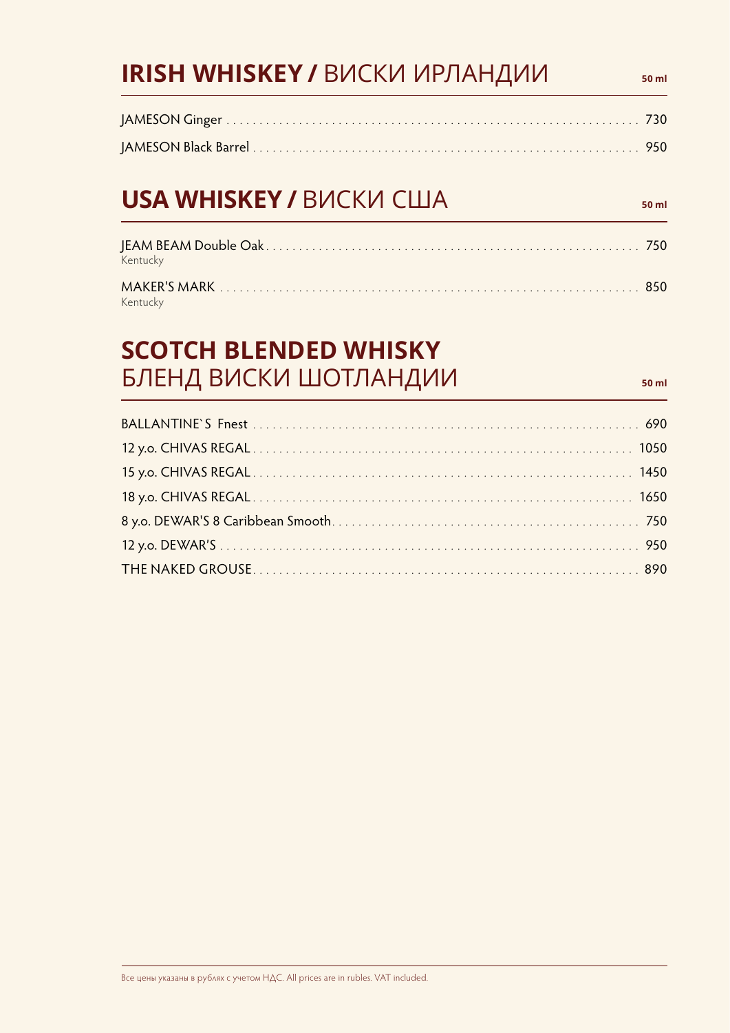## **IRISH WHISKEY /** ВИСКИ ИРЛАНДИИ

**50 ml**

| | |
|---|---|
| JAMESON Ginger | 730 |
| JAMESON Black Barrel | 950 |

## **USA WHISKEY /** ВИСКИ США

**50 ml**

| | |
|---|---|
| JEAM BEAM Double Oak<br>Kentucky | 750 |
| MAKER'S MARK<br>Kentucky | 850 |

## **SCOTCH BLENDED WHISKY**
## БЛЕНД ВИСКИ ШОТЛАНДИИ

**50 ml**

| | |
|---|---|
| BALLANTINE`S Fnest | 690 |
| 12 y.o. CHIVAS REGAL | 1050 |
| 15 y.o. CHIVAS REGAL | 1450 |
| 18 y.o. CHIVAS REGAL | 1650 |
| 8 y.o. DEWAR'S 8 Caribbean Smooth | 750 |
| 12 y.o. DEWAR'S | 950 |
| THE NAKED GROUSE | 890 |

Все цены указаны в рублях с учетом НДС. All prices are in rubles. VAT included.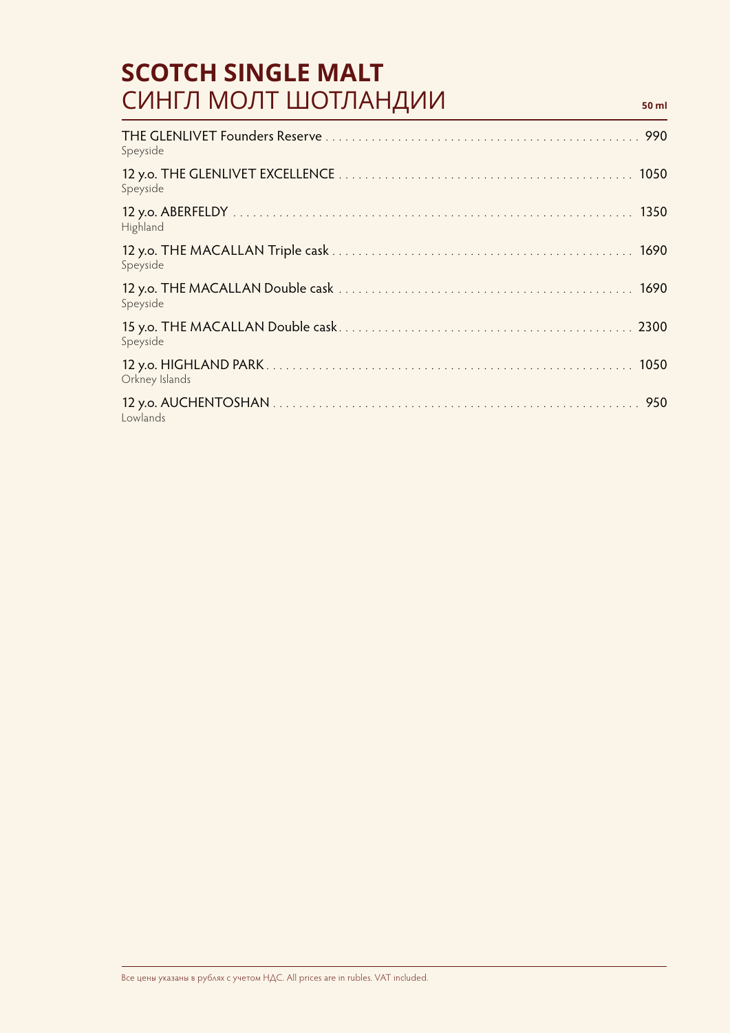# SCOTCH SINGLE MALT
## СИНГЛ МОЛТ ШОТЛАНДИИ

**50 ml**

| Item | Price |
|---|---|
| THE GLENLIVET Founders Reserve<br>Speyside | 990 |
| 12 y.o. THE GLENLIVET EXCELLENCE<br>Speyside | 1050 |
| 12 y.o. ABERFELDY<br>Highland | 1350 |
| 12 y.o. THE MACALLAN Triple cask<br>Speyside | 1690 |
| 12 y.o. THE MACALLAN Double cask<br>Speyside | 1690 |
| 15 y.o. THE MACALLAN Double cask<br>Speyside | 2300 |
| 12 y.o. HIGHLAND PARK<br>Orkney Islands | 1050 |
| 12 y.o. AUCHENTOSHAN<br>Lowlands | 950 |

Все цены указаны в рублях с учетом НДС. All prices are in rubles. VAT included.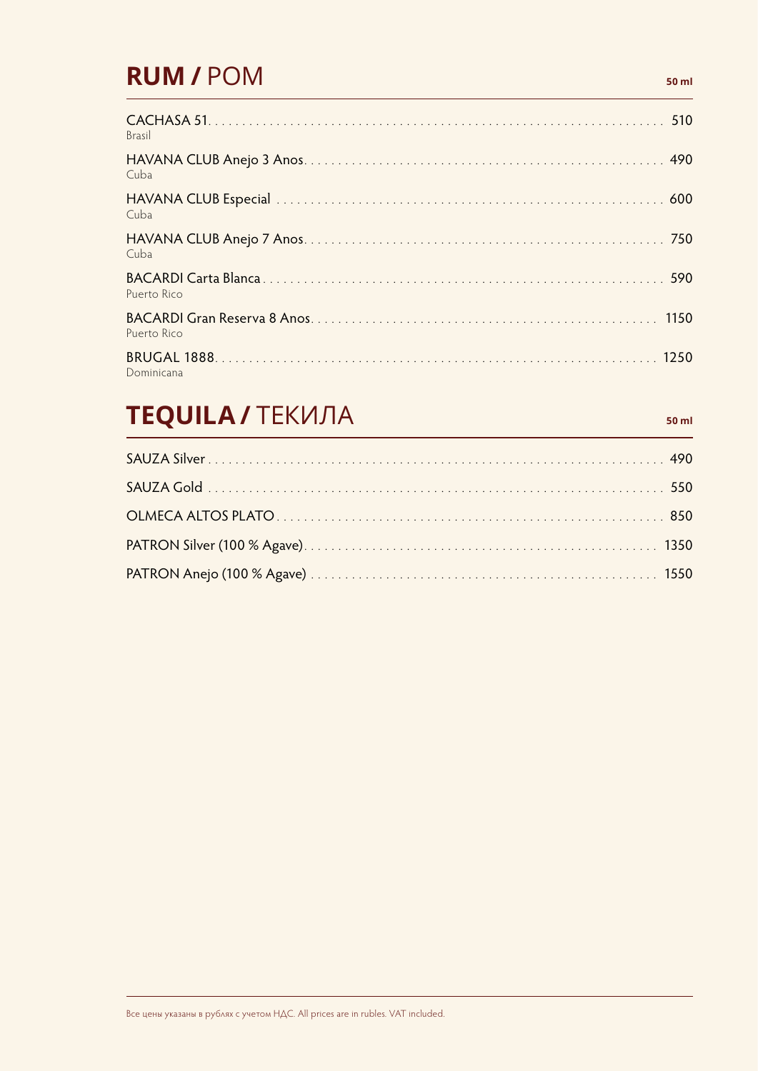# **RUM /** РОМ

50 ml

| Item | Price |
|---|---|
| CACHASA 51<br>Brasil | 510 |
| HAVANA CLUB Anejo 3 Anos<br>Cuba | 490 |
| HAVANA CLUB Especial<br>Cuba | 600 |
| HAVANA CLUB Anejo 7 Anos<br>Cuba | 750 |
| BACARDI Carta Blanca<br>Puerto Rico | 590 |
| BACARDI Gran Reserva 8 Anos<br>Puerto Rico | 1150 |
| BRUGAL 1888<br>Dominicana | 1250 |

# **TEQUILA /** ТЕКИЛА

50 ml

| Item | Price |
|---|---|
| SAUZA Silver | 490 |
| SAUZA Gold | 550 |
| OLMECA ALTOS PLATO | 850 |
| PATRON Silver (100 % Agave) | 1350 |
| PATRON Anejo (100 % Agave) | 1550 |

Все цены указаны в рублях с учетом НДС. All prices are in rubles. VAT included.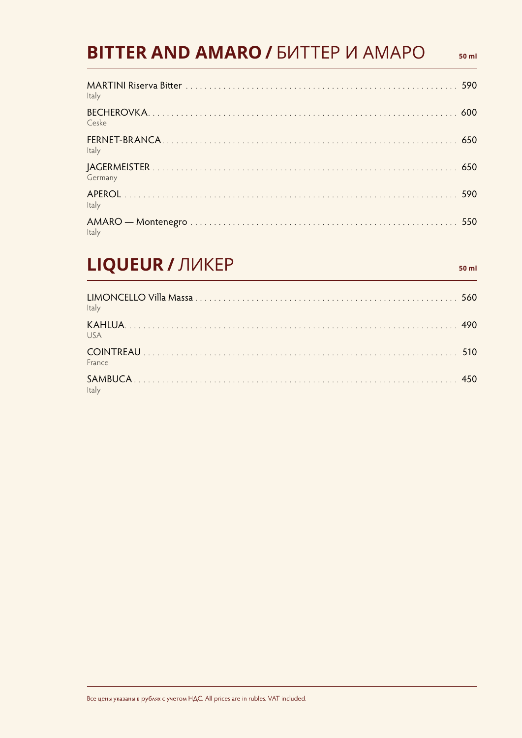## **BITTER AND AMARO /** БИТТЕР И АМАРО

**50 ml**

MARTINI Riserva Bitter . . . . . . . . . 590
Italy

BECHEROVKA . . . . . . . . . 600
Ceske

FERNET-BRANCA . . . . . . . . . 650
Italy

JAGERMEISTER . . . . . . . . . 650
Germany

APEROL . . . . . . . . . 590
Italy

AMARO — Montenegro . . . . . . . . . 550
Italy

## **LIQUEUR /** ЛИКЕР

**50 ml**

LIMONCELLO Villa Massa . . . . . . . . . 560
Italy

KAHLUA . . . . . . . . . 490
USA

COINTREAU . . . . . . . . . 510
France

SAMBUCA . . . . . . . . . 450
Italy

Все цены указаны в рублях с учетом НДС. All prices are in rubles. VAT included.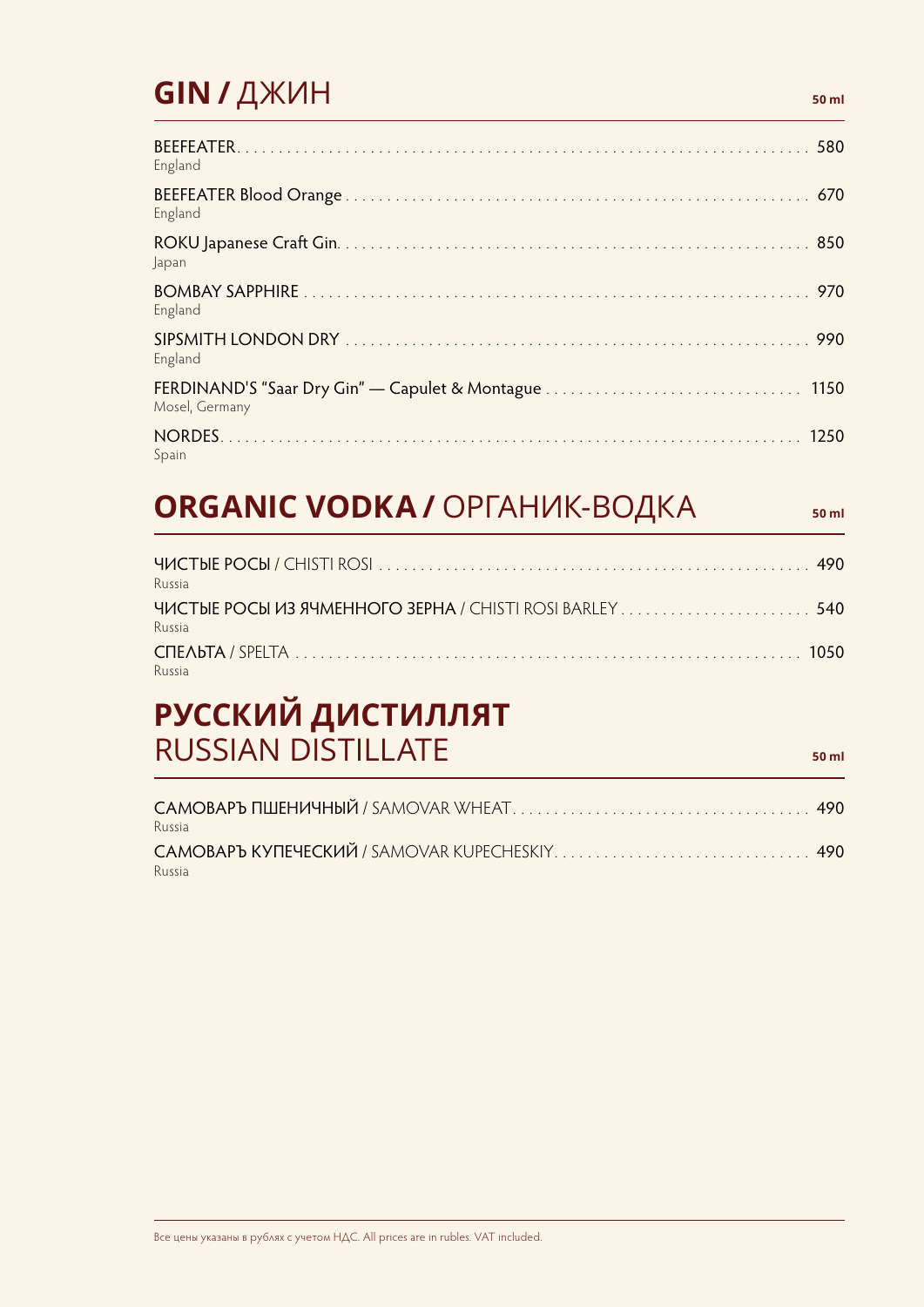## GIN / ДЖИН

50 ml

| Item | Price |
|---|---|
| BEEFEATER<br>England | 580 |
| BEEFEATER Blood Orange<br>England | 670 |
| ROKU Japanese Craft Gin<br>Japan | 850 |
| BOMBAY SAPPHIRE<br>England | 970 |
| SIPSMITH LONDON DRY<br>England | 990 |
| FERDINAND'S "Saar Dry Gin" — Capulet & Montague<br>Mosel, Germany | 1150 |
| NORDES<br>Spain | 1250 |

## ORGANIC VODKA / ОРГАНИК-ВОДКА

50 ml

| Item | Price |
|---|---|
| ЧИСТЫЕ РОСЫ / CHISTI ROSI<br>Russia | 490 |
| ЧИСТЫЕ РОСЫ ИЗ ЯЧМЕННОГО ЗЕРНА / CHISTI ROSI BARLEY<br>Russia | 540 |
| СПЕЛЬТА / SPELTA<br>Russia | 1050 |

## РУССКИЙ ДИСТИЛЛЯТ RUSSIAN DISTILLATE

50 ml

| Item | Price |
|---|---|
| САМОВАРЪ ПШЕНИЧНЫЙ / SAMOVAR WHEAT<br>Russia | 490 |
| САМОВАРЪ КУПЕЧЕСКИЙ / SAMOVAR KUPECHESKIY<br>Russia | 490 |

Все цены указаны в рублях с учетом НДС. All prices are in rubles. VAT included.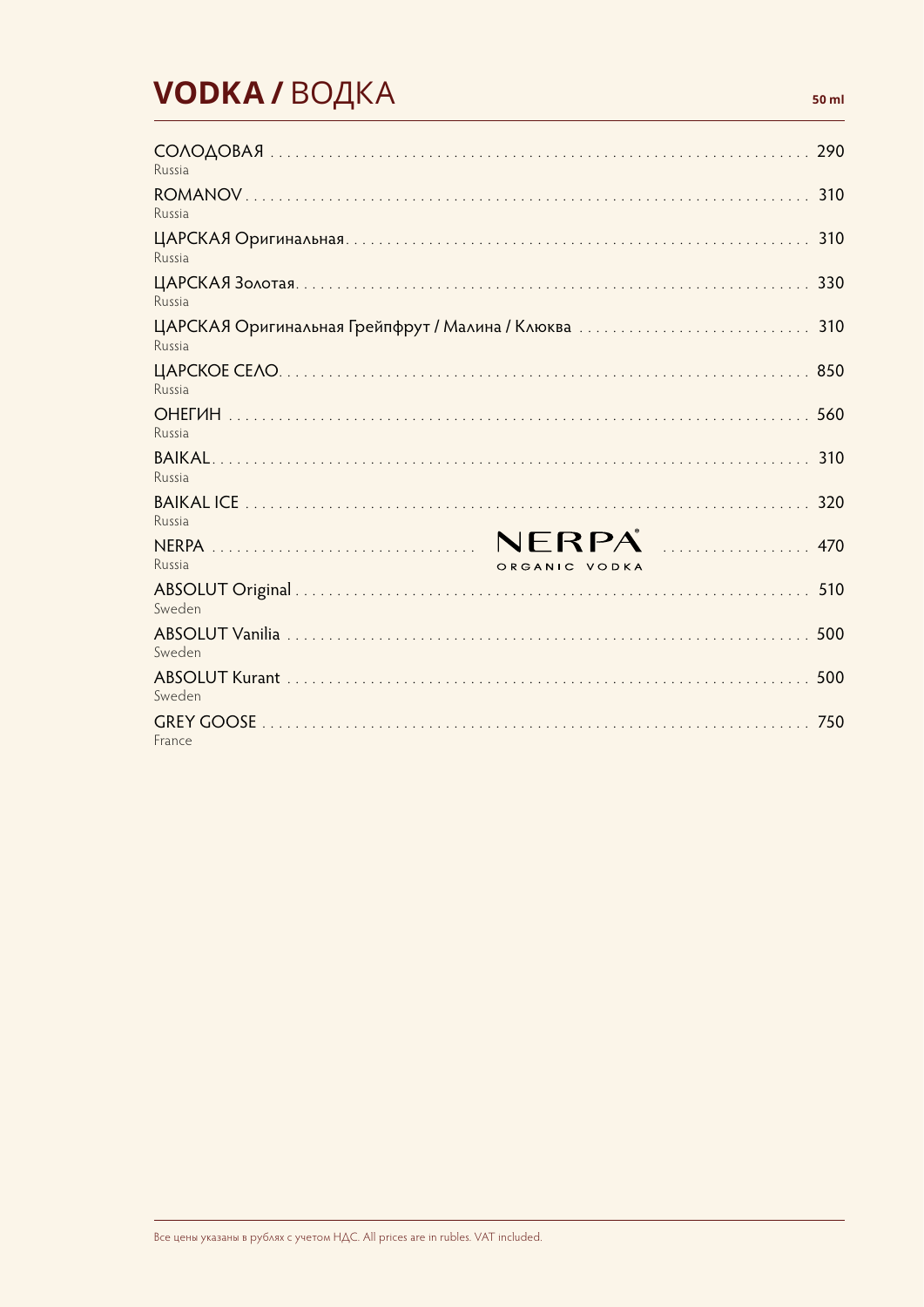# **VODKA /** ВОДКА

**50 ml**

| Name | Country | Price |
|---|---|---|
| СОЛОДОВАЯ | Russia | 290 |
| ROMANOV | Russia | 310 |
| ЦАРСКАЯ Оригинальная | Russia | 310 |
| ЦАРСКАЯ Золотая | Russia | 330 |
| ЦАРСКАЯ Оригинальная Грейпфрут / Малина / Клюква | Russia | 310 |
| ЦАРСКОЕ СЕЛО | Russia | 850 |
| ОНЕГИН | Russia | 560 |
| BAIKAL | Russia | 310 |
| BAIKAL ICE | Russia | 320 |
| NERPA | Russia | 470 |
| ABSOLUT Original | Sweden | 510 |
| ABSOLUT Vanilia | Sweden | 500 |
| ABSOLUT Kurant | Sweden | 500 |
| GREY GOOSE | France | 750 |

NERPA ORGANIC VODKA

Все цены указаны в рублях с учетом НДС. All prices are in rubles. VAT included.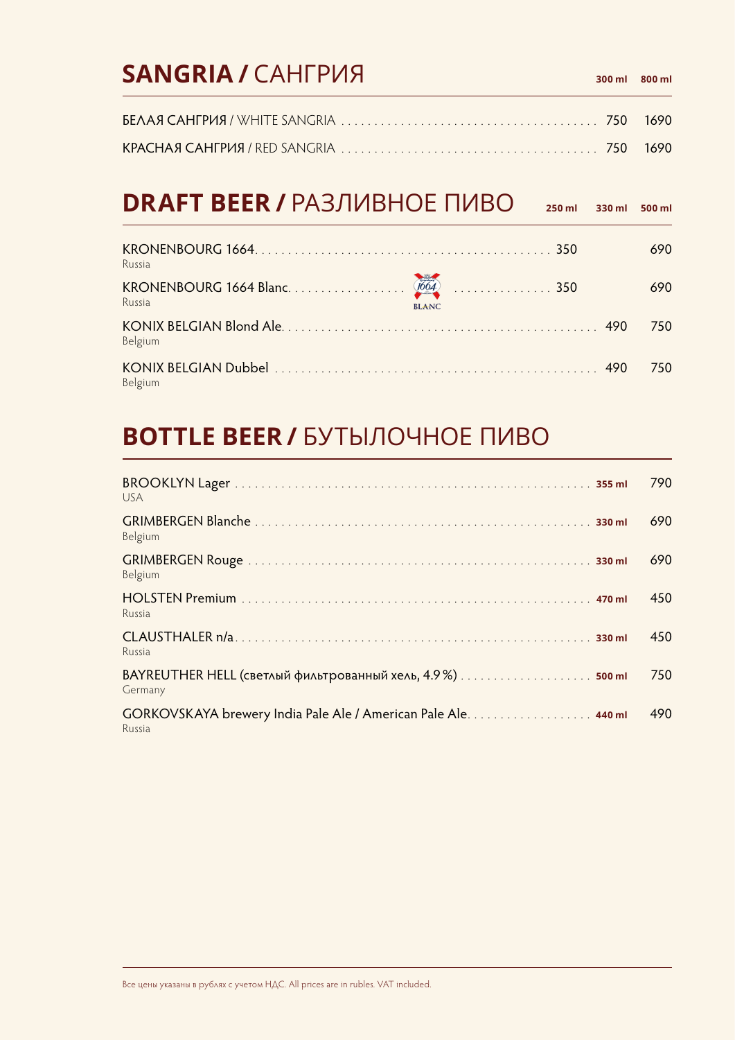## **SANGRIA /** САНГРИЯ

| | 300 ml | 800 ml |
|---|---|---|
| БЕЛАЯ САНГРИЯ / WHITE SANGRIA | 750 | 1690 |
| КРАСНАЯ САНГРИЯ / RED SANGRIA | 750 | 1690 |

## **DRAFT BEER /** РАЗЛИВНОЕ ПИВО

| | 250 ml | 330 ml | 500 ml |
|---|---|---|---|
| KRONENBOURG 1664<br>Russia | 350 | | 690 |
| KRONENBOURG 1664 Blanc<br>Russia | 350 | | 690 |
| KONIX BELGIAN Blond Ale<br>Belgium | | 490 | 750 |
| KONIX BELGIAN Dubbel<br>Belgium | | 490 | 750 |

## **BOTTLE BEER /** БУТЫЛОЧНОЕ ПИВО

| | | |
|---|---|---|
| BROOKLYN Lager<br>USA | 355 ml | 790 |
| GRIMBERGEN Blanche<br>Belgium | 330 ml | 690 |
| GRIMBERGEN Rouge<br>Belgium | 330 ml | 690 |
| HOLSTEN Premium<br>Russia | 470 ml | 450 |
| CLAUSTHALER n/a<br>Russia | 330 ml | 450 |
| BAYREUTHER HELL (светлый фильтрованный хель, 4.9 %)<br>Germany | 500 ml | 750 |
| GORKOVSKAYA brewery India Pale Ale / American Pale Ale<br>Russia | 440 ml | 490 |

Все цены указаны в рублях с учетом НДС. All prices are in rubles. VAT included.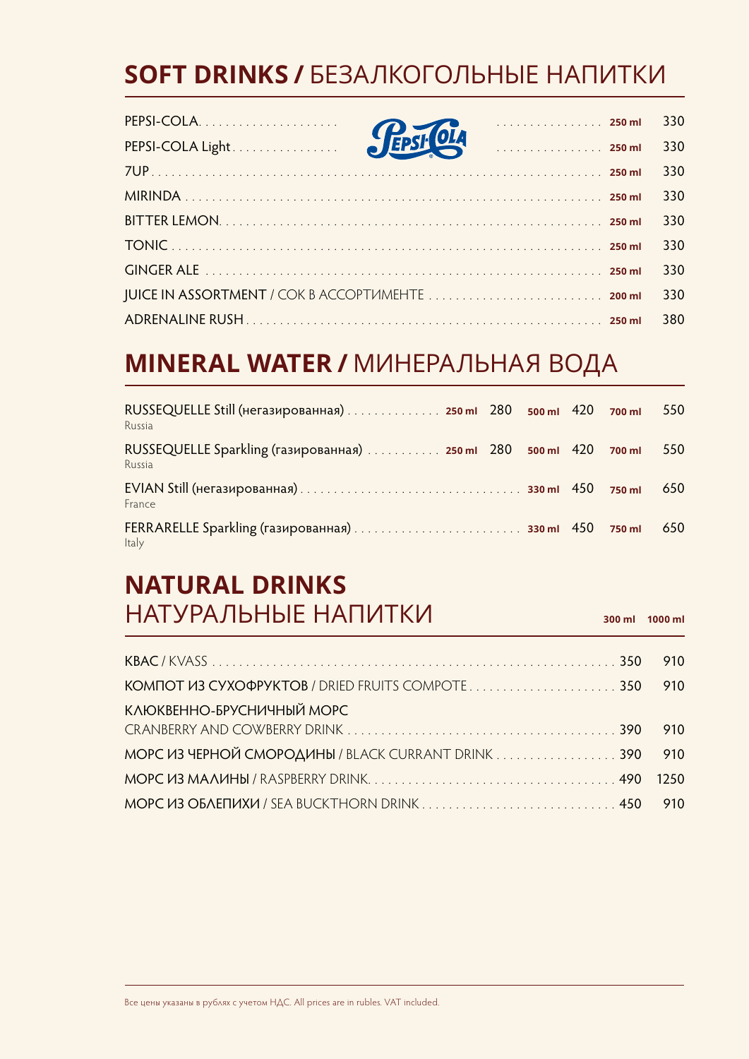## **SOFT DRINKS /** БЕЗАЛКОГОЛЬНЫЕ НАПИТКИ

| | | |
|---|---|---|
| PEPSI-COLA | 250 ml | 330 |
| PEPSI-COLA Light | 250 ml | 330 |
| 7UP | 250 ml | 330 |
| MIRINDA | 250 ml | 330 |
| BITTER LEMON | 250 ml | 330 |
| TONIC | 250 ml | 330 |
| GINGER ALE | 250 ml | 330 |
| JUICE IN ASSORTMENT / СОК В АССОРТИМЕНТЕ | 200 ml | 330 |
| ADRENALINE RUSH | 250 ml | 380 |

## **MINERAL WATER /** МИНЕРАЛЬНАЯ ВОДА

| | | | | | | |
|---|---|---|---|---|---|---|
| RUSSEQUELLE Still (негазированная)<br>Russia | 250 ml | 280 | 500 ml | 420 | 700 ml | 550 |
| RUSSEQUELLE Sparkling (газированная)<br>Russia | 250 ml | 280 | 500 ml | 420 | 700 ml | 550 |
| EVIAN Still (негазированная)<br>France | | | 330 ml | 450 | 750 ml | 650 |
| FERRARELLE Sparkling (газированная)<br>Italy | | | 330 ml | 450 | 750 ml | 650 |

## **NATURAL DRINKS**
## НАТУРАЛЬНЫЕ НАПИТКИ

| | 300 ml | 1000 ml |
|---|---|---|
| КВАС / KVASS | 350 | 910 |
| КОМПОТ ИЗ СУХОФРУКТОВ / DRIED FRUITS COMPOTE | 350 | 910 |
| КЛЮКВЕННО-БРУСНИЧНЫЙ МОРС<br>CRANBERRY AND COWBERRY DRINK | 390 | 910 |
| МОРС ИЗ ЧЕРНОЙ СМОРОДИНЫ / BLACK CURRANT DRINK | 390 | 910 |
| МОРС ИЗ МАЛИНЫ / RASPBERRY DRINK | 490 | 1250 |
| МОРС ИЗ ОБЛЕПИХИ / SEA BUCKTHORN DRINK | 450 | 910 |

Все цены указаны в рублях с учетом НДС. All prices are in rubles. VAT included.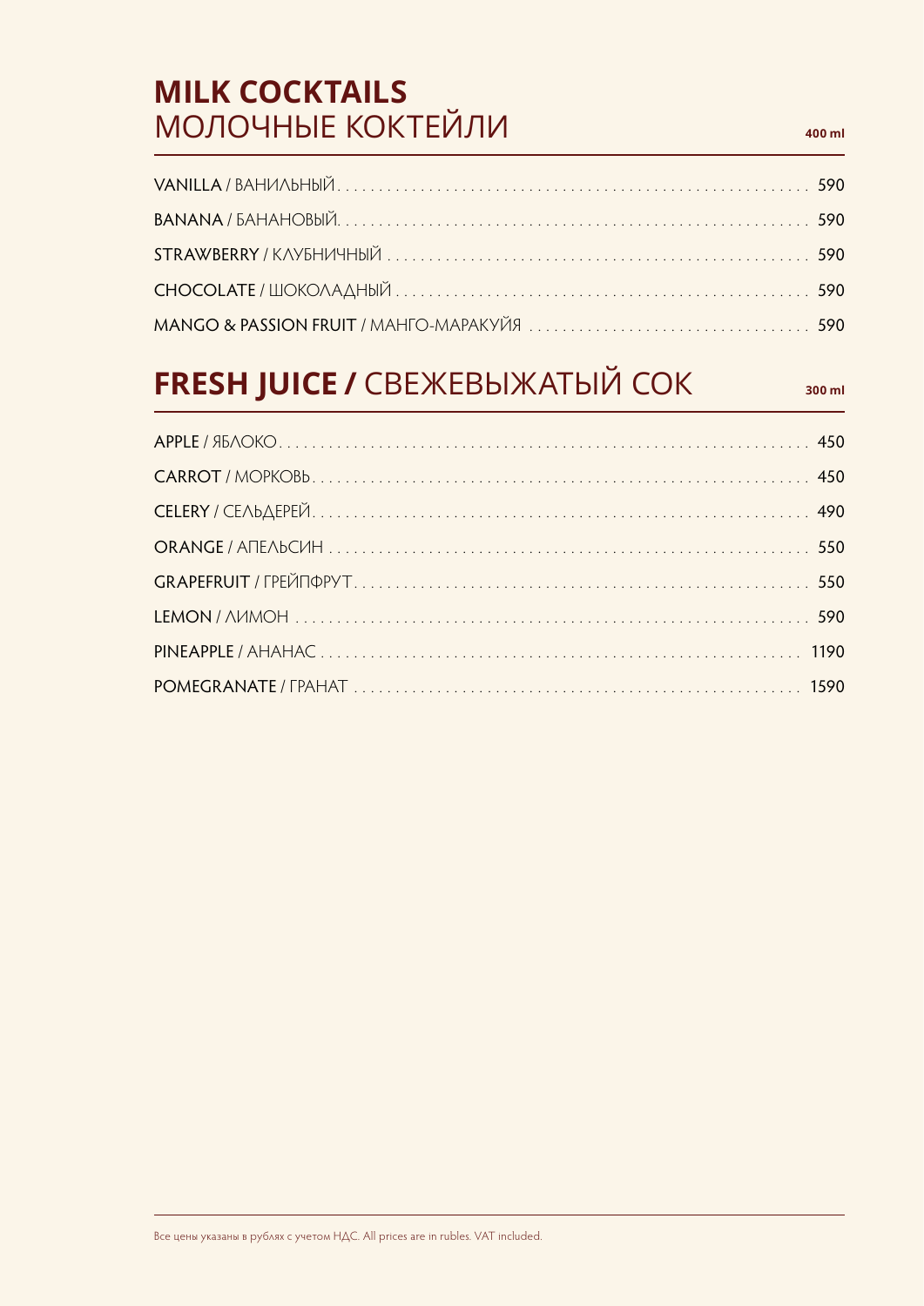## MILK COCKTAILS
## МОЛОЧНЫЕ КОКТЕЙЛИ

400 ml

| | |
|---|---|
| VANILLA / ВАНИЛЬНЫЙ | 590 |
| BANANA / БАНАНОВЫЙ | 590 |
| STRAWBERRY / КЛУБНИЧНЫЙ | 590 |
| CHOCOLATE / ШОКОЛАДНЫЙ | 590 |
| MANGO & PASSION FRUIT / МАНГО-МАРАКУЙЯ | 590 |

## FRESH JUICE / СВЕЖЕВЫЖАТЫЙ СОК

300 ml

| | |
|---|---|
| APPLE / ЯБЛОКО | 450 |
| CARROT / МОРКОВЬ | 450 |
| CELERY / СЕЛЬДЕРЕЙ | 490 |
| ORANGE / АПЕЛЬСИН | 550 |
| GRAPEFRUIT / ГРЕЙПФРУТ | 550 |
| LEMON / ЛИМОН | 590 |
| PINEAPPLE / АНАНАС | 1190 |
| POMEGRANATE / ГРАНАТ | 1590 |

Все цены указаны в рублях с учетом НДС. All prices are in rubles. VAT included.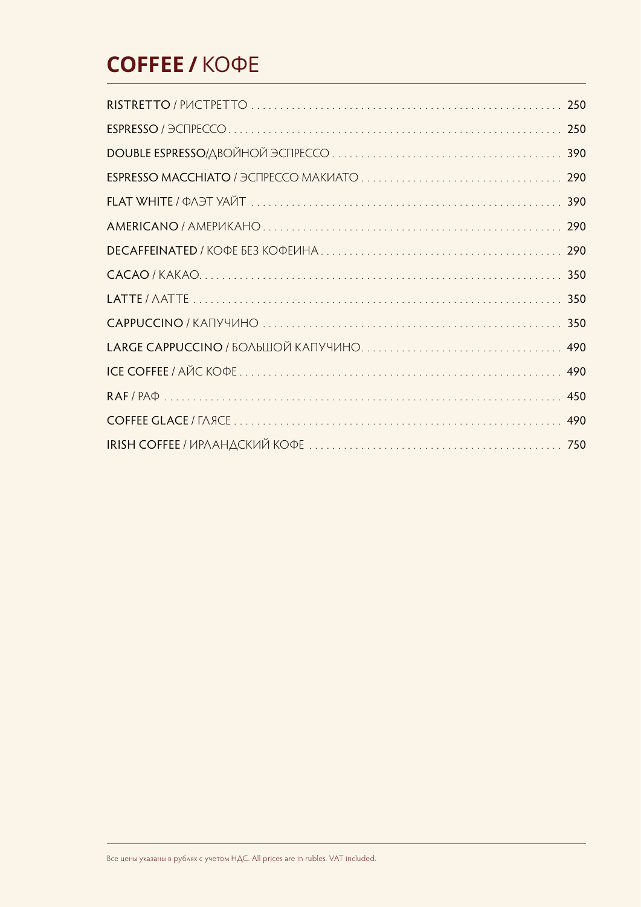# **COFFEE /** КОФЕ

| Item | Price |
|---|---|
| **RISTRETTO** / РИСТРЕТТО | 250 |
| **ESPRESSO** / ЭСПРЕССО | 250 |
| **DOUBLE ESPRESSO**/ДВОЙНОЙ ЭСПРЕССО | 390 |
| **ESPRESSO MACCHIATO** / ЭСПРЕССО МАКИАТО | 290 |
| **FLAT WHITE** / ФЛЭТ УАЙТ | 390 |
| **AMERICANO** / АМЕРИКАНО | 290 |
| **DECAFFEINATED** / КОФЕ БЕЗ КОФЕИНА | 290 |
| **CACAO** / КАКАО. | 350 |
| **LATTE** / ЛАТТЕ | 350 |
| **CAPPUCCINO** / КАПУЧИНО | 350 |
| **LARGE CAPPUCCINO** / БОЛЬШОЙ КАПУЧИНО | 490 |
| **ICE COFFEE** / АЙС КОФЕ | 490 |
| **RAF** / РАФ | 450 |
| **COFFEE GLACE** / ГЛЯСЕ | 490 |
| **IRISH COFFEE** / ИРЛАНДСКИЙ КОФЕ | 750 |

Все цены указаны в рублях с учетом НДС. All prices are in rubles. VAT included.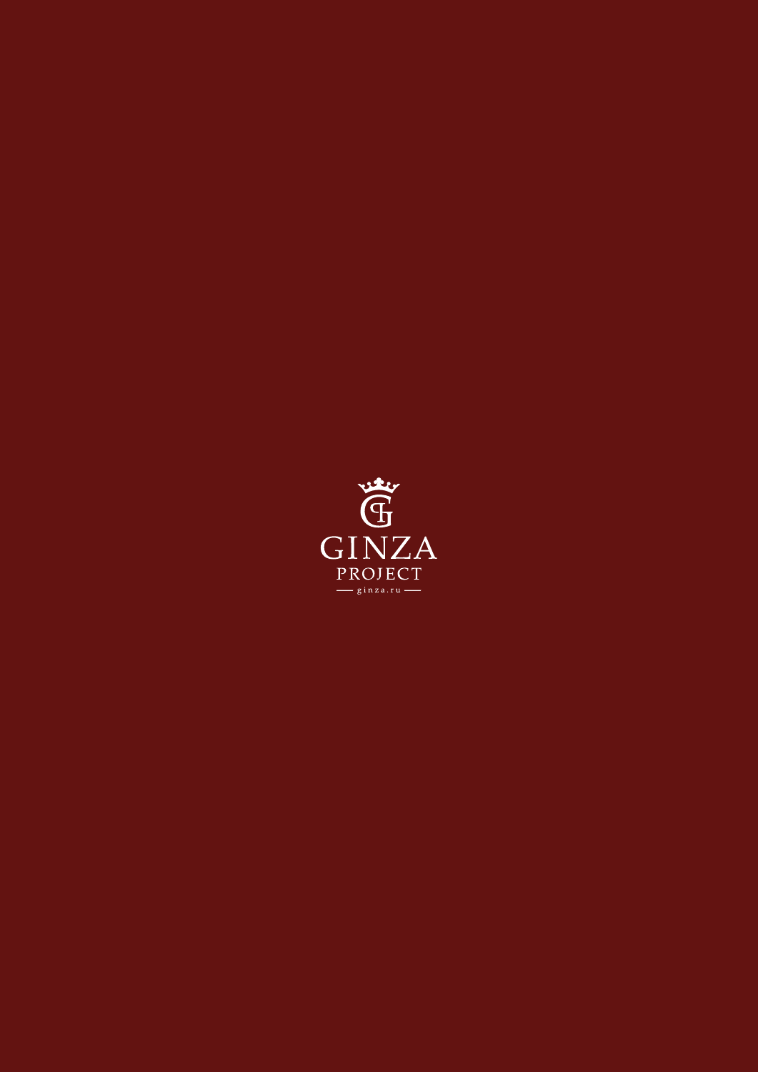GINZA

PROJECT

ginza.ru